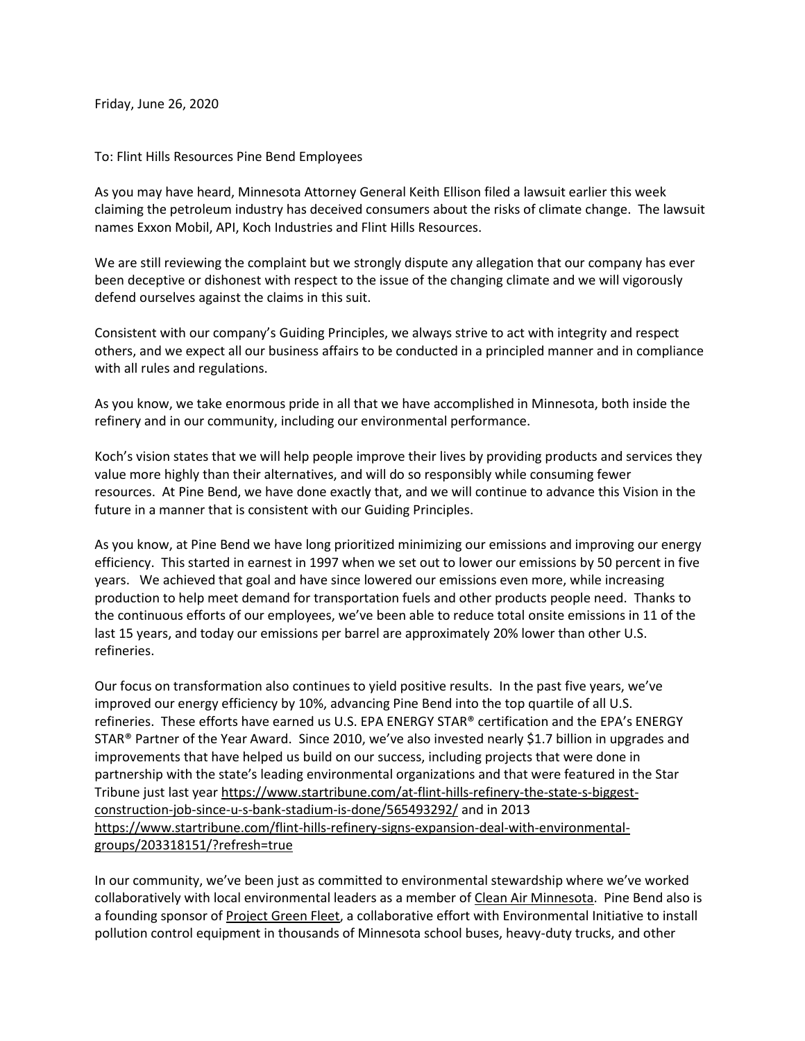Friday, June 26, 2020

To: Flint Hills Resources Pine Bend Employees

As you may have heard, Minnesota Attorney General Keith Ellison filed a lawsuit earlier this week claiming the petroleum industry has deceived consumers about the risks of climate change. The lawsuit names Exxon Mobil, API, Koch Industries and Flint Hills Resources.

We are still reviewing the complaint but we strongly dispute any allegation that our company has ever been deceptive or dishonest with respect to the issue of the changing climate and we will vigorously defend ourselves against the claims in this suit.

Consistent with our company's Guiding Principles, we always strive to act with integrity and respect others, and we expect all our business affairs to be conducted in a principled manner and in compliance with all rules and regulations.

As you know, we take enormous pride in all that we have accomplished in Minnesota, both inside the refinery and in our community, including our environmental performance.

Koch's vision states that we will help people improve their lives by providing products and services they value more highly than their alternatives, and will do so responsibly while consuming fewer resources. At Pine Bend, we have done exactly that, and we will continue to advance this Vision in the future in a manner that is consistent with our Guiding Principles.

As you know, at Pine Bend we have long prioritized minimizing our emissions and improving our energy efficiency. This started in earnest in 1997 when we set out to lower our emissions by 50 percent in five years. We achieved that goal and have since lowered our emissions even more, while increasing production to help meet demand for transportation fuels and other products people need. Thanks to the continuous efforts of our employees, we've been able to reduce total onsite emissions in 11 of the last 15 years, and today our emissions per barrel are approximately 20% lower than other U.S. refineries.

Our focus on transformation also continues to yield positive results. In the past five years, we've improved our energy efficiency by 10%, advancing Pine Bend into the top quartile of all U.S. refineries. These efforts have earned us U.S. EPA ENERGY STAR® certification and the EPA's ENERGY STAR® Partner of the Year Award. Since 2010, we've also invested nearly $1.7 billion in upgrades and improvements that have helped us build on our success, including projects that were done in partnership with the state's leading environmental organizations and that were featured in the Star Tribune just last year https://www.startribune.com/at-flint-hills-refinery-the-state-s-biggest-construction-job-since-u-s-bank-stadium-is-done/565493292/ and in 2013 https://www.startribune.com/flint-hills-refinery-signs-expansion-deal-with-environmental-groups/203318151/?refresh=true

In our community, we've been just as committed to environmental stewardship where we've worked collaboratively with local environmental leaders as a member of Clean Air Minnesota. Pine Bend also is a founding sponsor of Project Green Fleet, a collaborative effort with Environmental Initiative to install pollution control equipment in thousands of Minnesota school buses, heavy-duty trucks, and other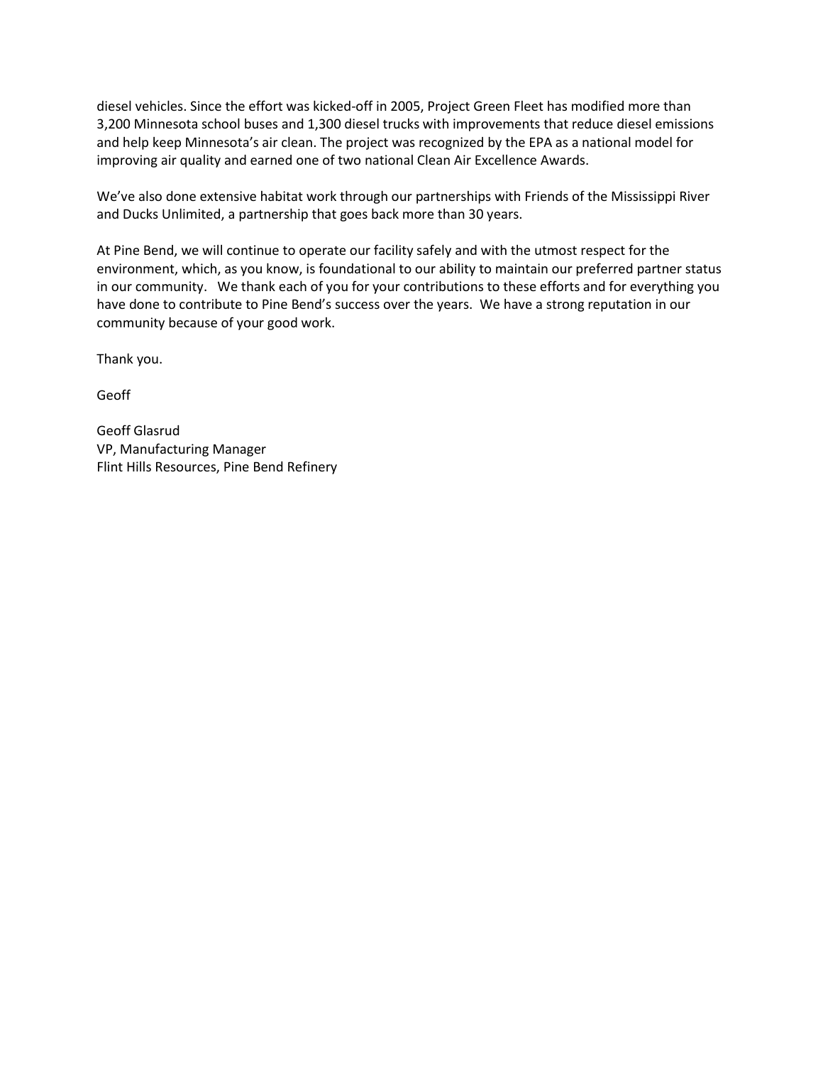diesel vehicles. Since the effort was kicked-off in 2005, Project Green Fleet has modified more than 3,200 Minnesota school buses and 1,300 diesel trucks with improvements that reduce diesel emissions and help keep Minnesota's air clean. The project was recognized by the EPA as a national model for improving air quality and earned one of two national Clean Air Excellence Awards.

We've also done extensive habitat work through our partnerships with Friends of the Mississippi River and Ducks Unlimited, a partnership that goes back more than 30 years.

At Pine Bend, we will continue to operate our facility safely and with the utmost respect for the environment, which, as you know, is foundational to our ability to maintain our preferred partner status in our community. We thank each of you for your contributions to these efforts and for everything you have done to contribute to Pine Bend's success over the years. We have a strong reputation in our community because of your good work.

Thank you.

Geoff

Geoff Glasrud
VP, Manufacturing Manager
Flint Hills Resources, Pine Bend Refinery